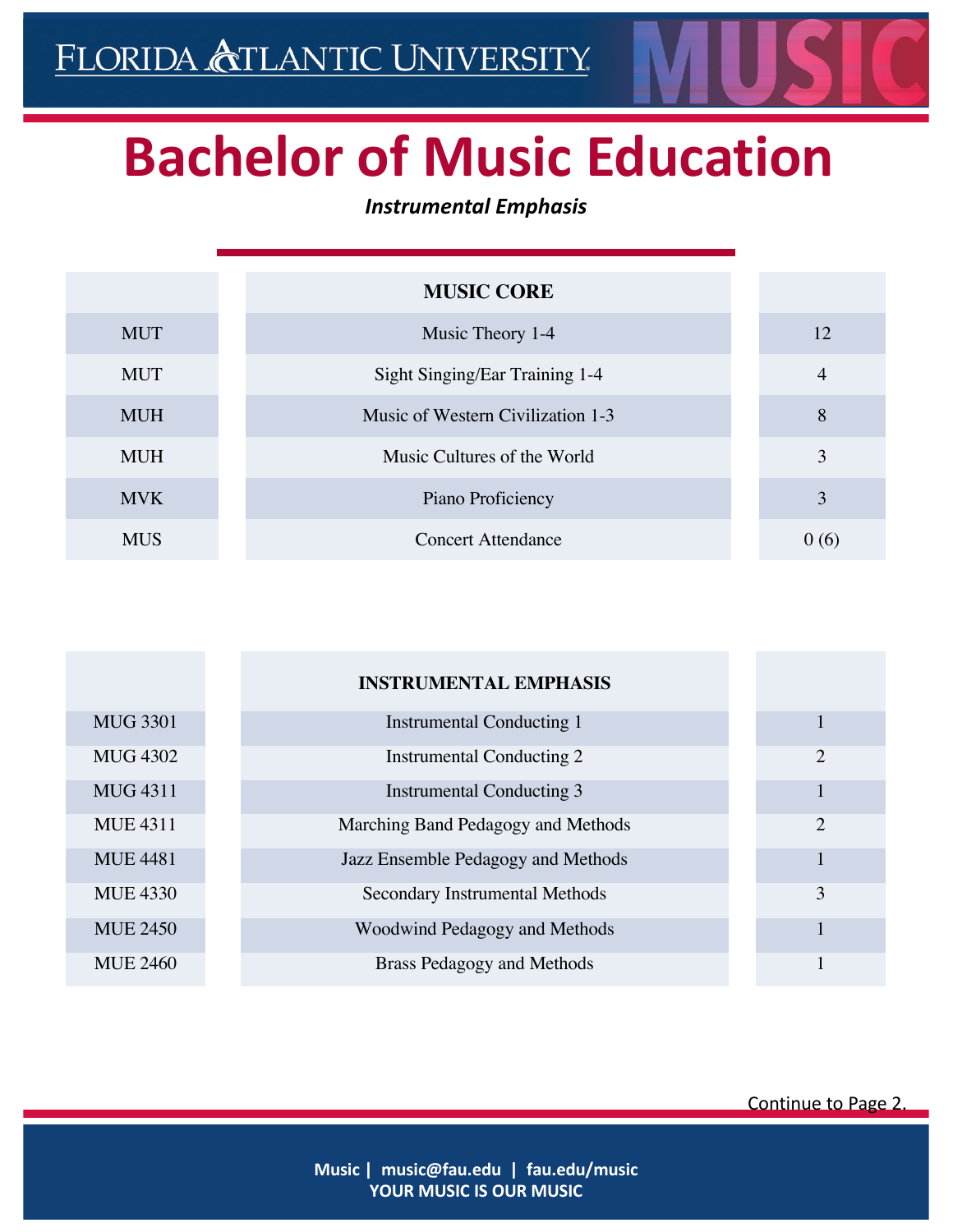# Bachelor of Music Education

***Instrumental Emphasis***

| | MUSIC CORE | |
|---|---|---|
| MUT | Music Theory 1-4 | 12 |
| MUT | Sight Singing/Ear Training 1-4 | 4 |
| MUH | Music of Western Civilization 1-3 | 8 |
| MUH | Music Cultures of the World | 3 |
| MVK | Piano Proficiency | 3 |
| MUS | Concert Attendance | 0 (6) |

| | INSTRUMENTAL EMPHASIS | |
|---|---|---|
| MUG 3301 | Instrumental Conducting 1 | 1 |
| MUG 4302 | Instrumental Conducting 2 | 2 |
| MUG 4311 | Instrumental Conducting 3 | 1 |
| MUE 4311 | Marching Band Pedagogy and Methods | 2 |
| MUE 4481 | Jazz Ensemble Pedagogy and Methods | 1 |
| MUE 4330 | Secondary Instrumental Methods | 3 |
| MUE 2450 | Woodwind Pedagogy and Methods | 1 |
| MUE 2460 | Brass Pedagogy and Methods | 1 |

Continue to Page 2.

**Music | music@fau.edu | fau.edu/music**
**YOUR MUSIC IS OUR MUSIC**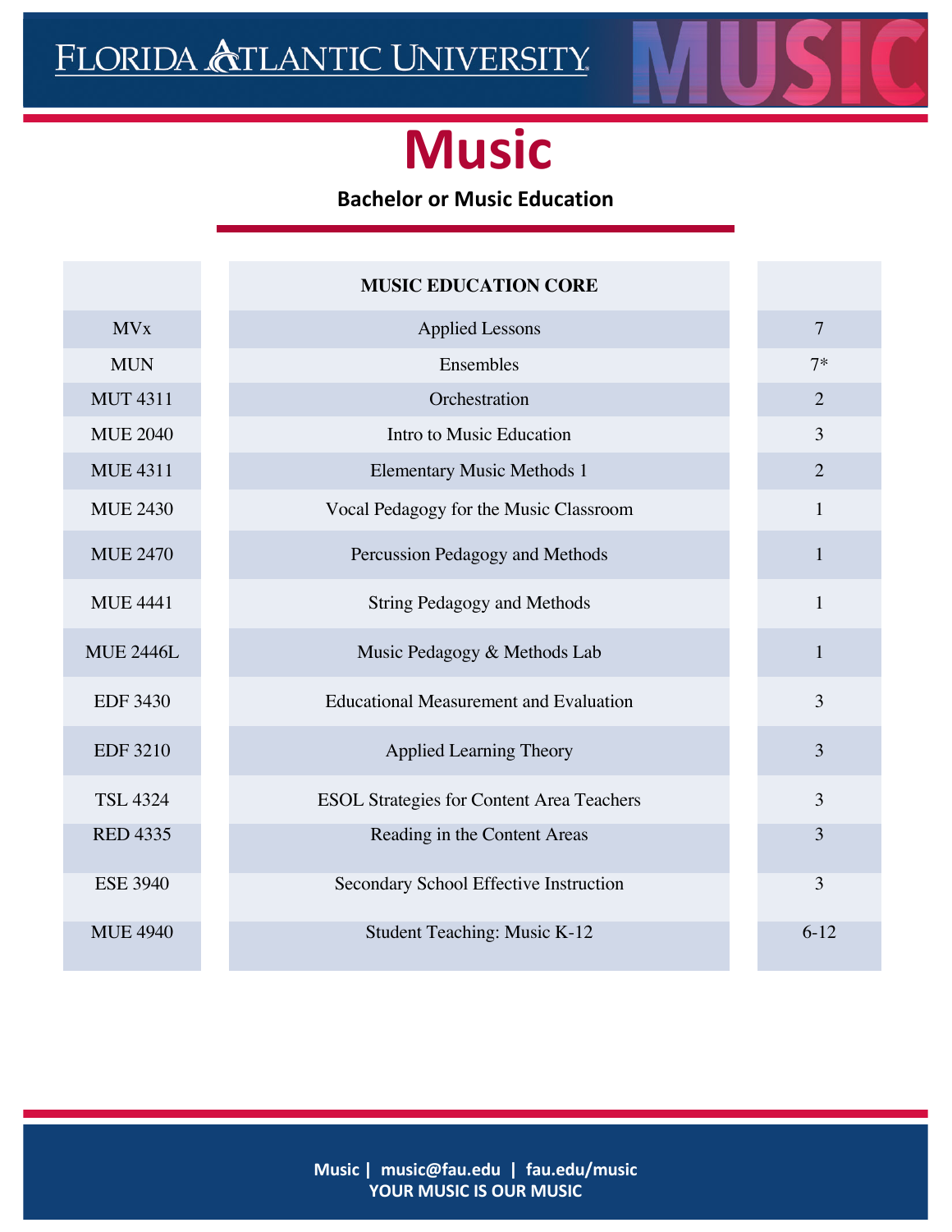# Music

**Bachelor or Music Education**

| | MUSIC EDUCATION CORE | |
|---|---|---|
| MVx | Applied Lessons | 7 |
| MUN | Ensembles | 7* |
| MUT 4311 | Orchestration | 2 |
| MUE 2040 | Intro to Music Education | 3 |
| MUE 4311 | Elementary Music Methods 1 | 2 |
| MUE 2430 | Vocal Pedagogy for the Music Classroom | 1 |
| MUE 2470 | Percussion Pedagogy and Methods | 1 |
| MUE 4441 | String Pedagogy and Methods | 1 |
| MUE 2446L | Music Pedagogy & Methods Lab | 1 |
| EDF 3430 | Educational Measurement and Evaluation | 3 |
| EDF 3210 | Applied Learning Theory | 3 |
| TSL 4324 | ESOL Strategies for Content Area Teachers | 3 |
| RED 4335 | Reading in the Content Areas | 3 |
| ESE 3940 | Secondary School Effective Instruction | 3 |
| MUE 4940 | Student Teaching: Music K-12 | 6-12 |

**Music | music@fau.edu | fau.edu/music**
**YOUR MUSIC IS OUR MUSIC**